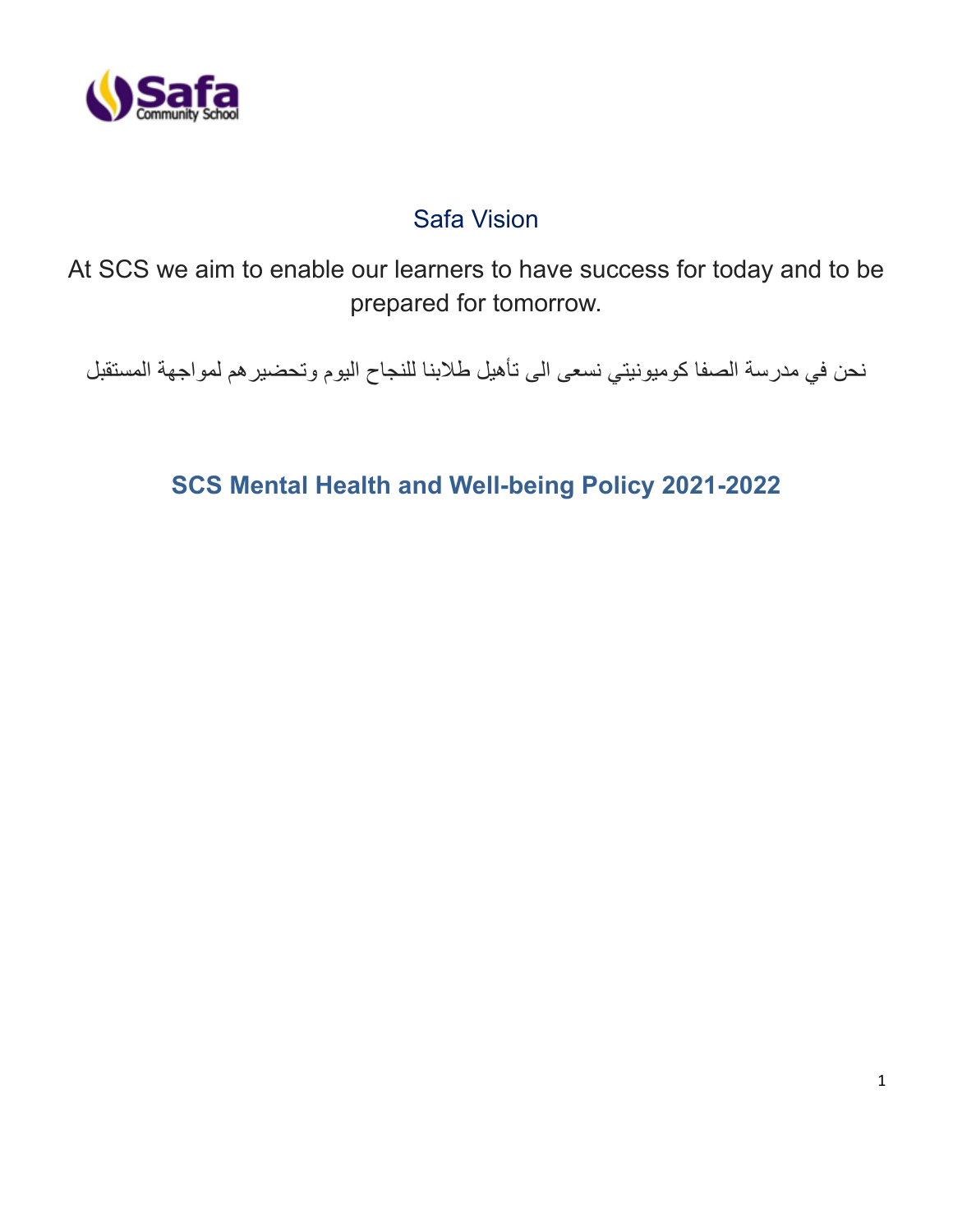Safa Community School

## Safa Vision

At SCS we aim to enable our learners to have success for today and to be prepared for tomorrow.

نحن في مدرسة الصفا كوميونيتي نسعى الى تأهيل طلابنا للنجاح اليوم وتحضيرهم لمواجهة المستقبل

# SCS Mental Health and Well-being Policy 2021-2022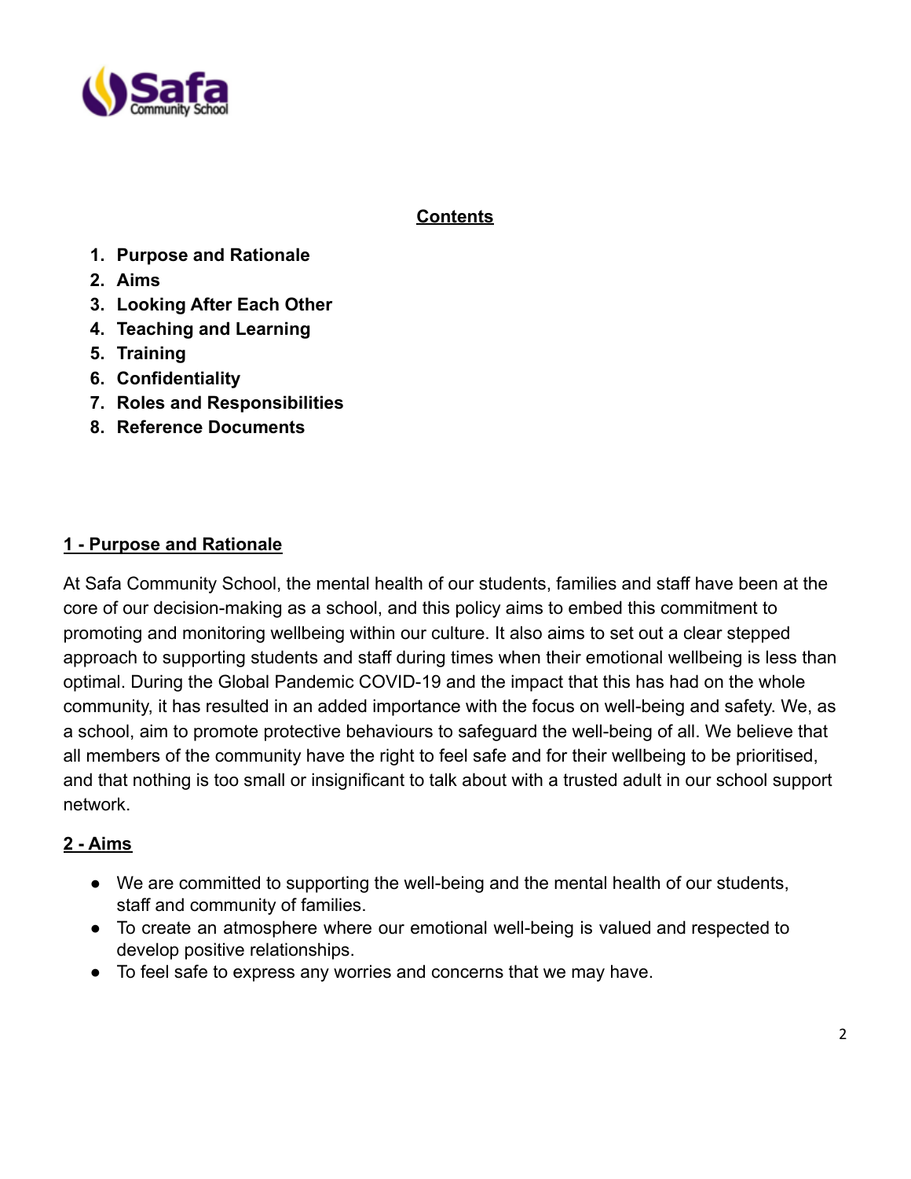## Contents

1. **Purpose and Rationale**
2. **Aims**
3. **Looking After Each Other**
4. **Teaching and Learning**
5. **Training**
6. **Confidentiality**
7. **Roles and Responsibilities**
8. **Reference Documents**

## 1 - Purpose and Rationale

At Safa Community School, the mental health of our students, families and staff have been at the core of our decision-making as a school, and this policy aims to embed this commitment to promoting and monitoring wellbeing within our culture. It also aims to set out a clear stepped approach to supporting students and staff during times when their emotional wellbeing is less than optimal. During the Global Pandemic COVID-19 and the impact that this has had on the whole community, it has resulted in an added importance with the focus on well-being and safety. We, as a school, aim to promote protective behaviours to safeguard the well-being of all. We believe that all members of the community have the right to feel safe and for their wellbeing to be prioritised, and that nothing is too small or insignificant to talk about with a trusted adult in our school support network.

## 2 - Aims

- We are committed to supporting the well-being and the mental health of our students, staff and community of families.
- To create an atmosphere where our emotional well-being is valued and respected to develop positive relationships.
- To feel safe to express any worries and concerns that we may have.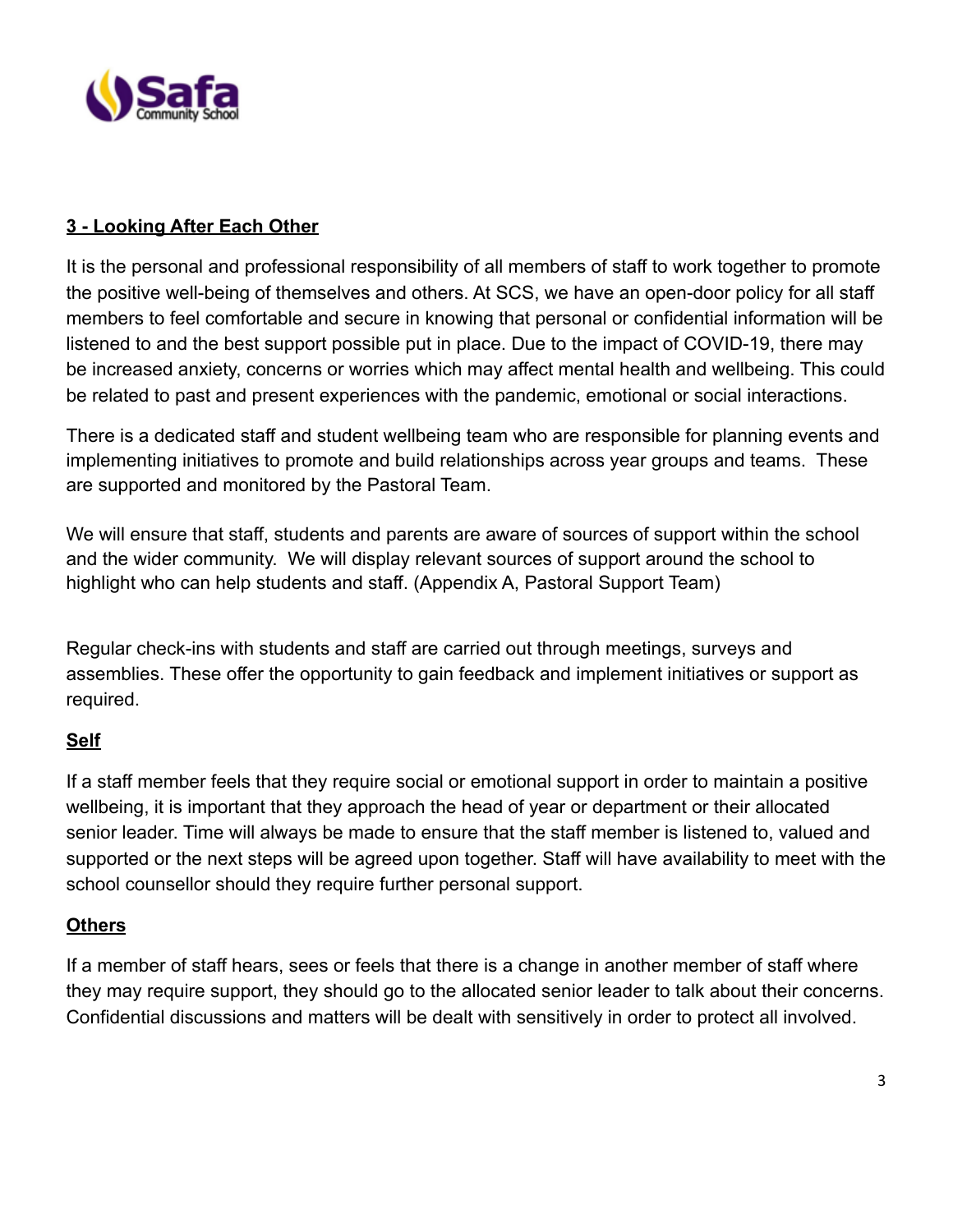## 3 - Looking After Each Other

It is the personal and professional responsibility of all members of staff to work together to promote the positive well-being of themselves and others. At SCS, we have an open-door policy for all staff members to feel comfortable and secure in knowing that personal or confidential information will be listened to and the best support possible put in place. Due to the impact of COVID-19, there may be increased anxiety, concerns or worries which may affect mental health and wellbeing. This could be related to past and present experiences with the pandemic, emotional or social interactions.

There is a dedicated staff and student wellbeing team who are responsible for planning events and implementing initiatives to promote and build relationships across year groups and teams. These are supported and monitored by the Pastoral Team.

We will ensure that staff, students and parents are aware of sources of support within the school and the wider community. We will display relevant sources of support around the school to highlight who can help students and staff. (Appendix A, Pastoral Support Team)

Regular check-ins with students and staff are carried out through meetings, surveys and assemblies. These offer the opportunity to gain feedback and implement initiatives or support as required.

### Self

If a staff member feels that they require social or emotional support in order to maintain a positive wellbeing, it is important that they approach the head of year or department or their allocated senior leader. Time will always be made to ensure that the staff member is listened to, valued and supported or the next steps will be agreed upon together. Staff will have availability to meet with the school counsellor should they require further personal support.

### Others

If a member of staff hears, sees or feels that there is a change in another member of staff where they may require support, they should go to the allocated senior leader to talk about their concerns. Confidential discussions and matters will be dealt with sensitively in order to protect all involved.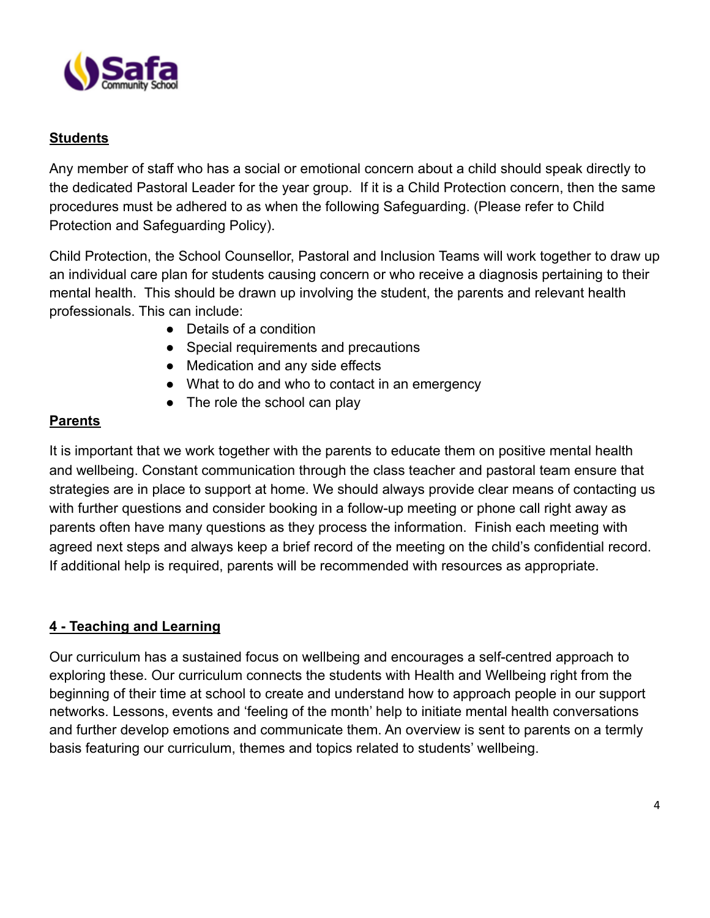**Students**

Any member of staff who has a social or emotional concern about a child should speak directly to the dedicated Pastoral Leader for the year group. If it is a Child Protection concern, then the same procedures must be adhered to as when the following Safeguarding. (Please refer to Child Protection and Safeguarding Policy).

Child Protection, the School Counsellor, Pastoral and Inclusion Teams will work together to draw up an individual care plan for students causing concern or who receive a diagnosis pertaining to their mental health. This should be drawn up involving the student, the parents and relevant health professionals. This can include:

- Details of a condition
- Special requirements and precautions
- Medication and any side effects
- What to do and who to contact in an emergency
- The role the school can play

**Parents**

It is important that we work together with the parents to educate them on positive mental health and wellbeing. Constant communication through the class teacher and pastoral team ensure that strategies are in place to support at home. We should always provide clear means of contacting us with further questions and consider booking in a follow-up meeting or phone call right away as parents often have many questions as they process the information. Finish each meeting with agreed next steps and always keep a brief record of the meeting on the child's confidential record. If additional help is required, parents will be recommended with resources as appropriate.

## 4 - Teaching and Learning

Our curriculum has a sustained focus on wellbeing and encourages a self-centred approach to exploring these. Our curriculum connects the students with Health and Wellbeing right from the beginning of their time at school to create and understand how to approach people in our support networks. Lessons, events and 'feeling of the month' help to initiate mental health conversations and further develop emotions and communicate them. An overview is sent to parents on a termly basis featuring our curriculum, themes and topics related to students' wellbeing.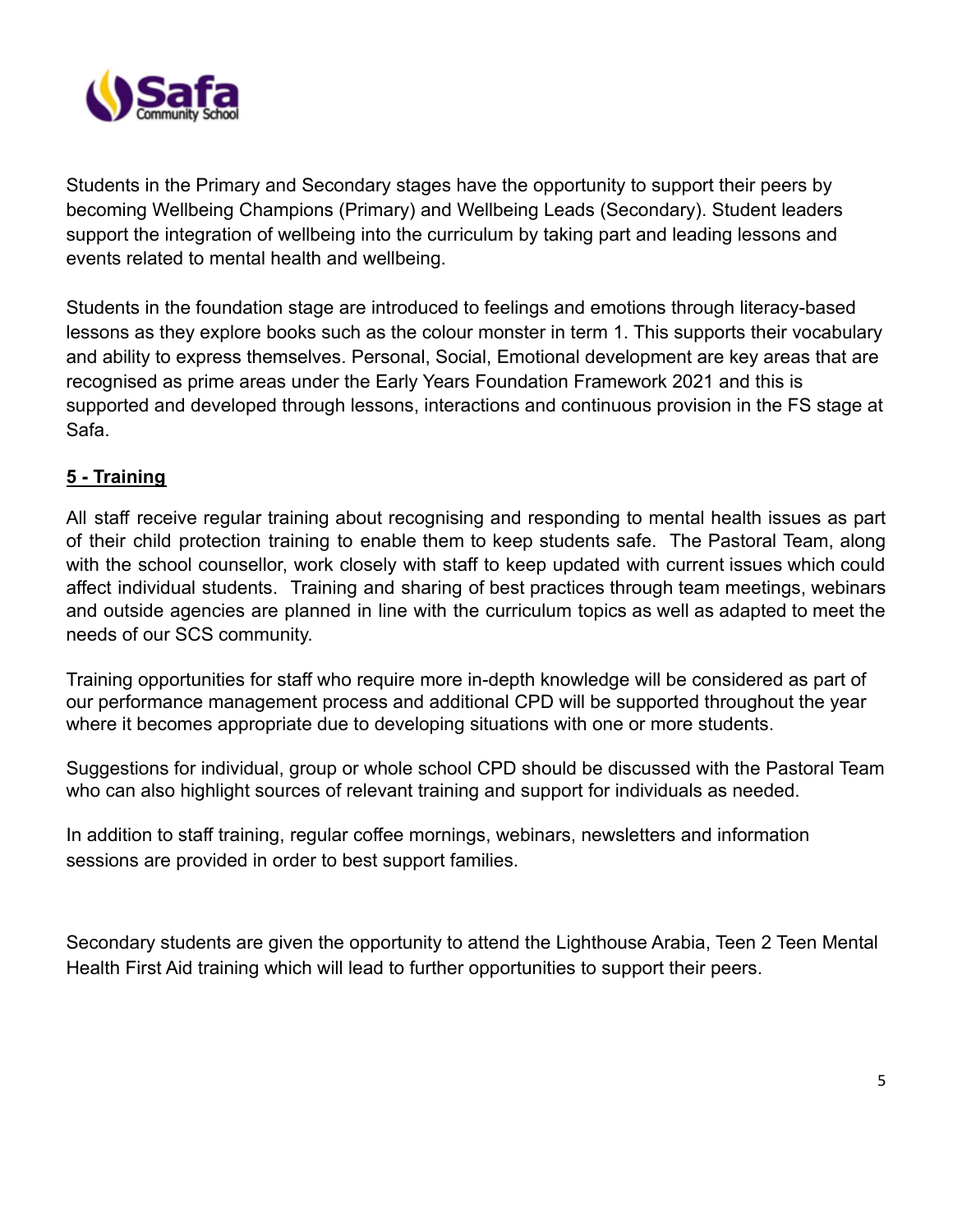Students in the Primary and Secondary stages have the opportunity to support their peers by becoming Wellbeing Champions (Primary) and Wellbeing Leads (Secondary). Student leaders support the integration of wellbeing into the curriculum by taking part and leading lessons and events related to mental health and wellbeing.

Students in the foundation stage are introduced to feelings and emotions through literacy-based lessons as they explore books such as the colour monster in term 1. This supports their vocabulary and ability to express themselves. Personal, Social, Emotional development are key areas that are recognised as prime areas under the Early Years Foundation Framework 2021 and this is supported and developed through lessons, interactions and continuous provision in the FS stage at Safa.

## 5 - Training

All staff receive regular training about recognising and responding to mental health issues as part of their child protection training to enable them to keep students safe. The Pastoral Team, along with the school counsellor, work closely with staff to keep updated with current issues which could affect individual students. Training and sharing of best practices through team meetings, webinars and outside agencies are planned in line with the curriculum topics as well as adapted to meet the needs of our SCS community.

Training opportunities for staff who require more in-depth knowledge will be considered as part of our performance management process and additional CPD will be supported throughout the year where it becomes appropriate due to developing situations with one or more students.

Suggestions for individual, group or whole school CPD should be discussed with the Pastoral Team who can also highlight sources of relevant training and support for individuals as needed.

In addition to staff training, regular coffee mornings, webinars, newsletters and information sessions are provided in order to best support families.

Secondary students are given the opportunity to attend the Lighthouse Arabia, Teen 2 Teen Mental Health First Aid training which will lead to further opportunities to support their peers.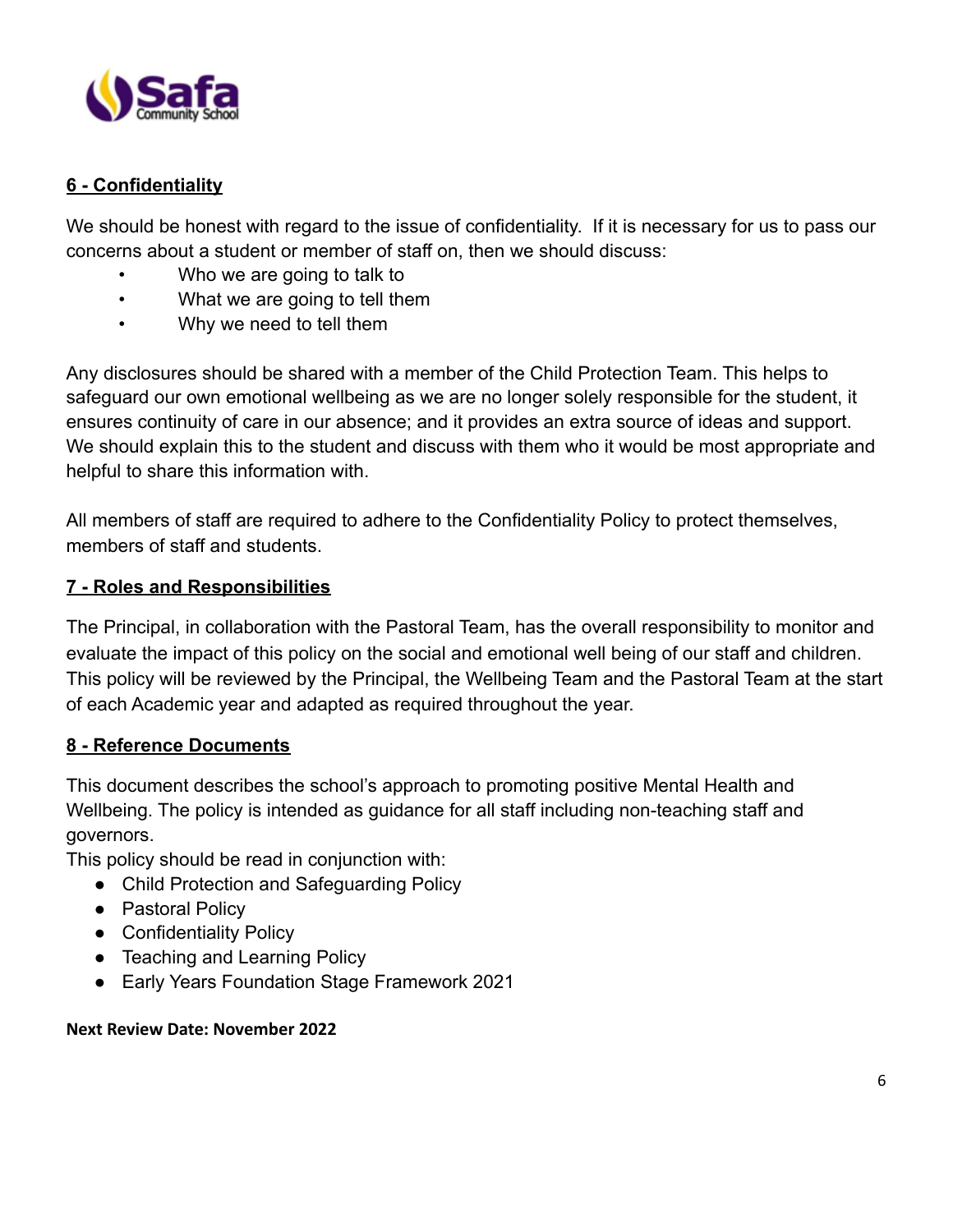## 6 - Confidentiality

We should be honest with regard to the issue of confidentiality. If it is necessary for us to pass our concerns about a student or member of staff on, then we should discuss:

- Who we are going to talk to
- What we are going to tell them
- Why we need to tell them

Any disclosures should be shared with a member of the Child Protection Team. This helps to safeguard our own emotional wellbeing as we are no longer solely responsible for the student, it ensures continuity of care in our absence; and it provides an extra source of ideas and support. We should explain this to the student and discuss with them who it would be most appropriate and helpful to share this information with.

All members of staff are required to adhere to the Confidentiality Policy to protect themselves, members of staff and students.

## 7 - Roles and Responsibilities

The Principal, in collaboration with the Pastoral Team, has the overall responsibility to monitor and evaluate the impact of this policy on the social and emotional well being of our staff and children. This policy will be reviewed by the Principal, the Wellbeing Team and the Pastoral Team at the start of each Academic year and adapted as required throughout the year.

## 8 - Reference Documents

This document describes the school's approach to promoting positive Mental Health and Wellbeing. The policy is intended as guidance for all staff including non-teaching staff and governors.

This policy should be read in conjunction with:

- Child Protection and Safeguarding Policy
- Pastoral Policy
- Confidentiality Policy
- Teaching and Learning Policy
- Early Years Foundation Stage Framework 2021

**Next Review Date: November 2022**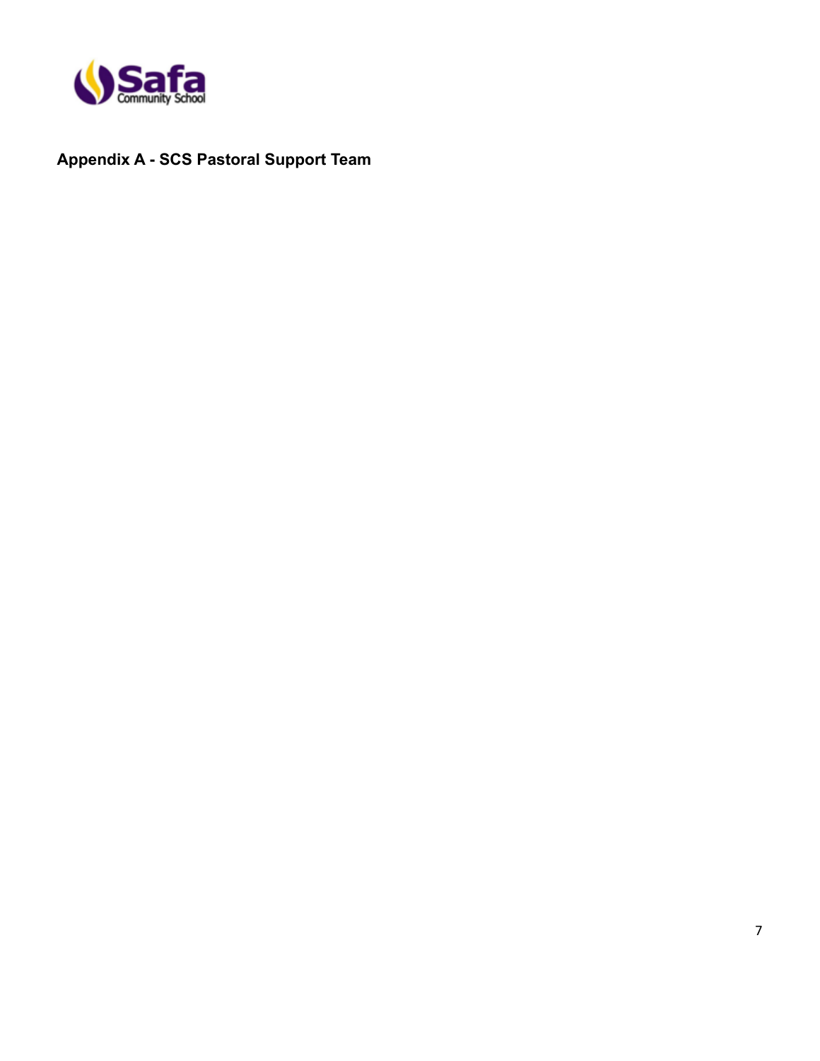## Appendix A - SCS Pastoral Support Team